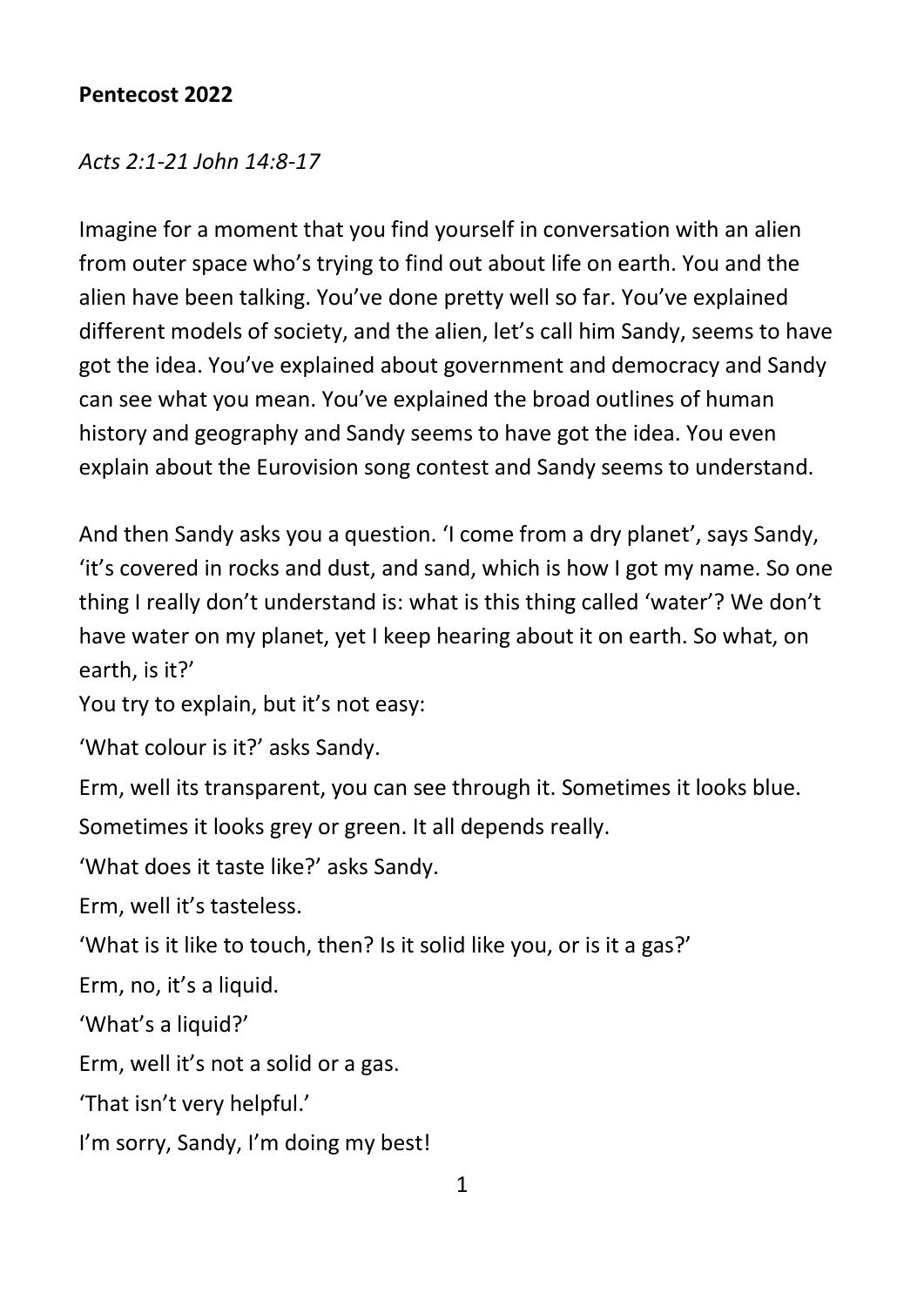**Pentecost 2022**

*Acts 2:1-21 John 14:8-17*

Imagine for a moment that you find yourself in conversation with an alien from outer space who's trying to find out about life on earth. You and the alien have been talking. You've done pretty well so far. You've explained different models of society, and the alien, let's call him Sandy, seems to have got the idea. You've explained about government and democracy and Sandy can see what you mean. You've explained the broad outlines of human history and geography and Sandy seems to have got the idea. You even explain about the Eurovision song contest and Sandy seems to understand.

And then Sandy asks you a question. 'I come from a dry planet', says Sandy, 'it's covered in rocks and dust, and sand, which is how I got my name. So one thing I really don't understand is: what is this thing called 'water'? We don't have water on my planet, yet I keep hearing about it on earth. So what, on earth, is it?'

You try to explain, but it's not easy:

'What colour is it?' asks Sandy.

Erm, well its transparent, you can see through it. Sometimes it looks blue. Sometimes it looks grey or green. It all depends really.

'What does it taste like?' asks Sandy.

Erm, well it's tasteless.

'What is it like to touch, then? Is it solid like you, or is it a gas?'

Erm, no, it's a liquid.

'What's a liquid?'

Erm, well it's not a solid or a gas.

'That isn't very helpful.'

I'm sorry, Sandy, I'm doing my best!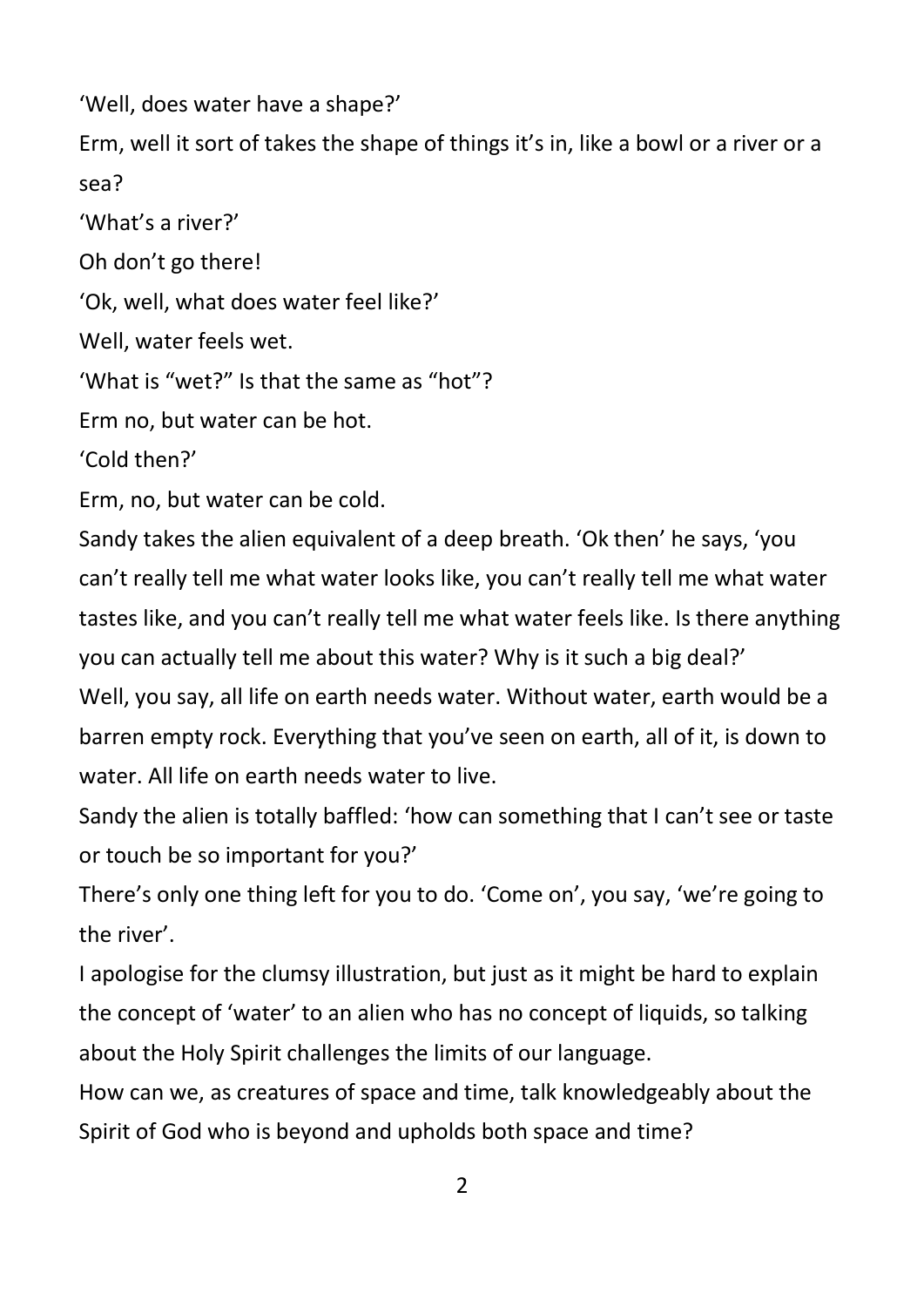'Well, does water have a shape?'

Erm, well it sort of takes the shape of things it's in, like a bowl or a river or a sea?

'What's a river?'

Oh don't go there!

'Ok, well, what does water feel like?'

Well, water feels wet.

'What is "wet?" Is that the same as "hot"?

Erm no, but water can be hot.

'Cold then?'

Erm, no, but water can be cold.

Sandy takes the alien equivalent of a deep breath. 'Ok then' he says, 'you can't really tell me what water looks like, you can't really tell me what water tastes like, and you can't really tell me what water feels like. Is there anything you can actually tell me about this water? Why is it such a big deal?'

Well, you say, all life on earth needs water. Without water, earth would be a barren empty rock. Everything that you've seen on earth, all of it, is down to water. All life on earth needs water to live.

Sandy the alien is totally baffled: 'how can something that I can't see or taste or touch be so important for you?'

There's only one thing left for you to do. 'Come on', you say, 'we're going to the river'.

I apologise for the clumsy illustration, but just as it might be hard to explain the concept of 'water' to an alien who has no concept of liquids, so talking about the Holy Spirit challenges the limits of our language.

How can we, as creatures of space and time, talk knowledgeably about the Spirit of God who is beyond and upholds both space and time?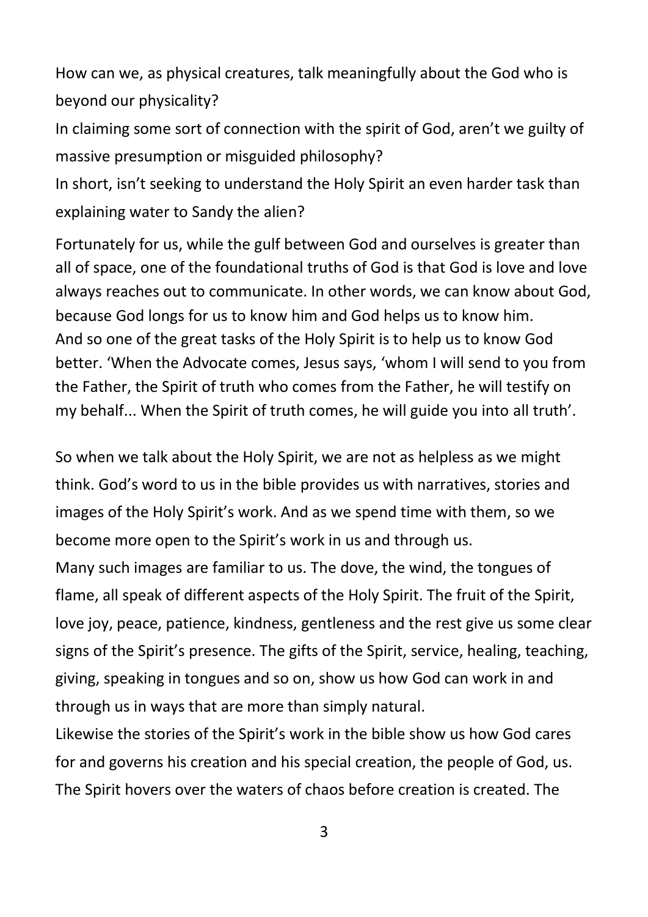How can we, as physical creatures, talk meaningfully about the God who is beyond our physicality?
In claiming some sort of connection with the spirit of God, aren't we guilty of massive presumption or misguided philosophy?
In short, isn't seeking to understand the Holy Spirit an even harder task than explaining water to Sandy the alien?

Fortunately for us, while the gulf between God and ourselves is greater than all of space, one of the foundational truths of God is that God is love and love always reaches out to communicate. In other words, we can know about God, because God longs for us to know him and God helps us to know him.
And so one of the great tasks of the Holy Spirit is to help us to know God better. 'When the Advocate comes, Jesus says, 'whom I will send to you from the Father, the Spirit of truth who comes from the Father, he will testify on my behalf... When the Spirit of truth comes, he will guide you into all truth'.

So when we talk about the Holy Spirit, we are not as helpless as we might think. God's word to us in the bible provides us with narratives, stories and images of the Holy Spirit's work. And as we spend time with them, so we become more open to the Spirit's work in us and through us.
Many such images are familiar to us. The dove, the wind, the tongues of flame, all speak of different aspects of the Holy Spirit. The fruit of the Spirit, love joy, peace, patience, kindness, gentleness and the rest give us some clear signs of the Spirit's presence. The gifts of the Spirit, service, healing, teaching, giving, speaking in tongues and so on, show us how God can work in and through us in ways that are more than simply natural.
Likewise the stories of the Spirit's work in the bible show us how God cares for and governs his creation and his special creation, the people of God, us. The Spirit hovers over the waters of chaos before creation is created. The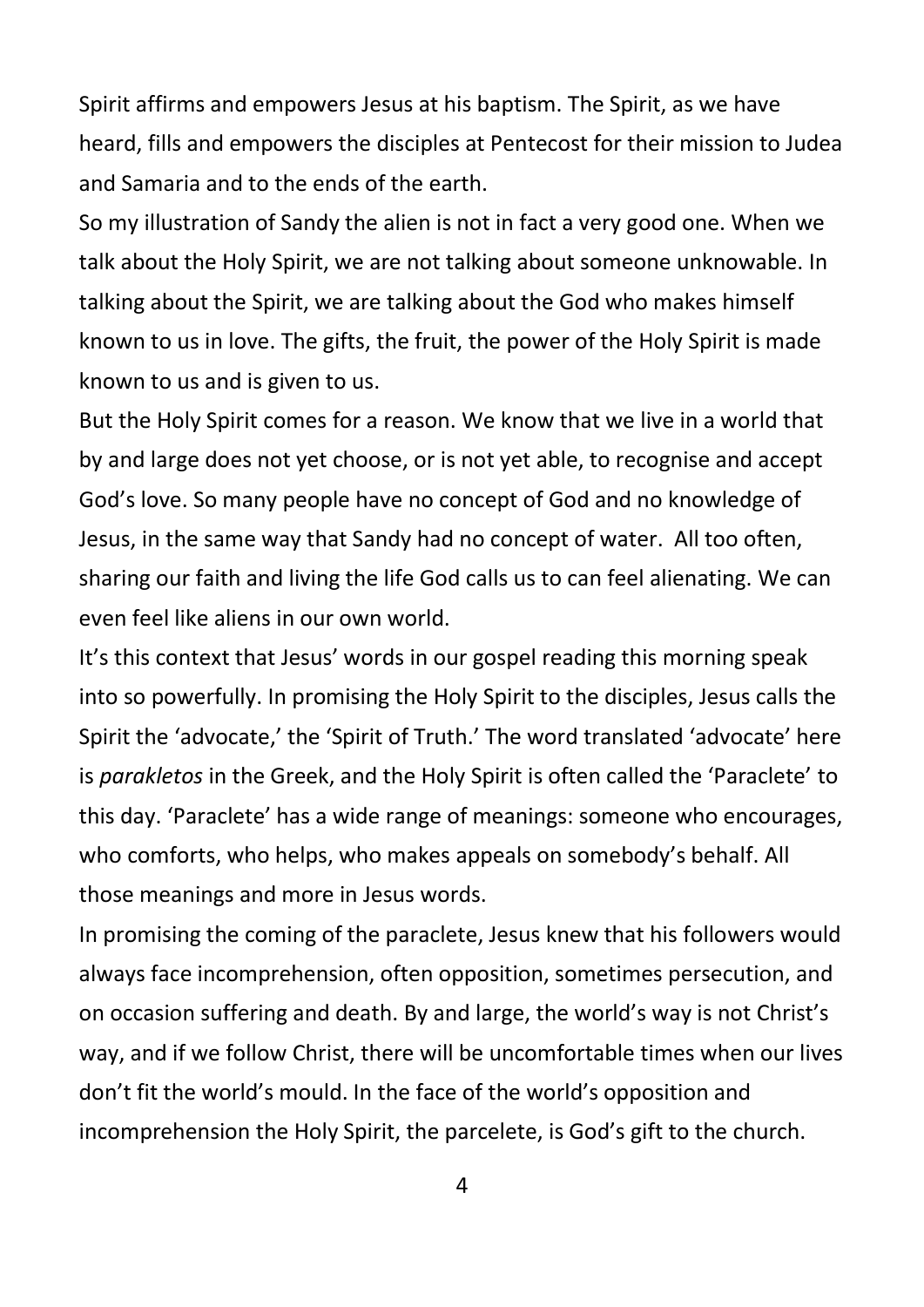Spirit affirms and empowers Jesus at his baptism. The Spirit, as we have heard, fills and empowers the disciples at Pentecost for their mission to Judea and Samaria and to the ends of the earth.

So my illustration of Sandy the alien is not in fact a very good one. When we talk about the Holy Spirit, we are not talking about someone unknowable. In talking about the Spirit, we are talking about the God who makes himself known to us in love. The gifts, the fruit, the power of the Holy Spirit is made known to us and is given to us.

But the Holy Spirit comes for a reason. We know that we live in a world that by and large does not yet choose, or is not yet able, to recognise and accept God's love. So many people have no concept of God and no knowledge of Jesus, in the same way that Sandy had no concept of water. All too often, sharing our faith and living the life God calls us to can feel alienating. We can even feel like aliens in our own world.

It's this context that Jesus' words in our gospel reading this morning speak into so powerfully. In promising the Holy Spirit to the disciples, Jesus calls the Spirit the 'advocate,' the 'Spirit of Truth.' The word translated 'advocate' here is *parakletos* in the Greek, and the Holy Spirit is often called the 'Paraclete' to this day. 'Paraclete' has a wide range of meanings: someone who encourages, who comforts, who helps, who makes appeals on somebody's behalf. All those meanings and more in Jesus words.

In promising the coming of the paraclete, Jesus knew that his followers would always face incomprehension, often opposition, sometimes persecution, and on occasion suffering and death. By and large, the world's way is not Christ's way, and if we follow Christ, there will be uncomfortable times when our lives don't fit the world's mould. In the face of the world's opposition and incomprehension the Holy Spirit, the parcelete, is God's gift to the church.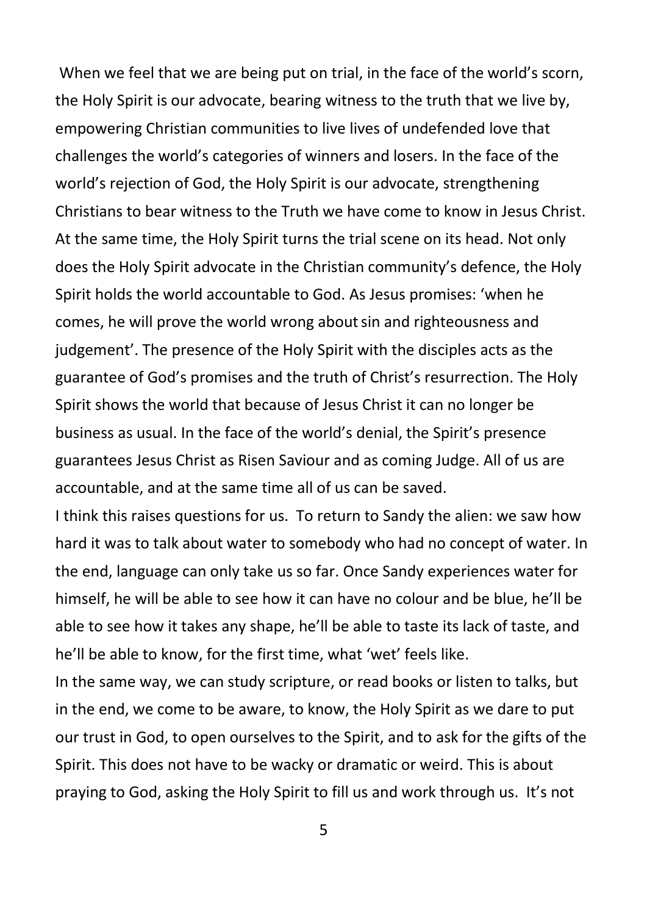When we feel that we are being put on trial, in the face of the world's scorn, the Holy Spirit is our advocate, bearing witness to the truth that we live by, empowering Christian communities to live lives of undefended love that challenges the world's categories of winners and losers. In the face of the world's rejection of God, the Holy Spirit is our advocate, strengthening Christians to bear witness to the Truth we have come to know in Jesus Christ. At the same time, the Holy Spirit turns the trial scene on its head. Not only does the Holy Spirit advocate in the Christian community's defence, the Holy Spirit holds the world accountable to God. As Jesus promises: 'when he comes, he will prove the world wrong about sin and righteousness and judgement'. The presence of the Holy Spirit with the disciples acts as the guarantee of God's promises and the truth of Christ's resurrection. The Holy Spirit shows the world that because of Jesus Christ it can no longer be business as usual. In the face of the world's denial, the Spirit's presence guarantees Jesus Christ as Risen Saviour and as coming Judge. All of us are accountable, and at the same time all of us can be saved.

I think this raises questions for us. To return to Sandy the alien: we saw how hard it was to talk about water to somebody who had no concept of water. In the end, language can only take us so far. Once Sandy experiences water for himself, he will be able to see how it can have no colour and be blue, he'll be able to see how it takes any shape, he'll be able to taste its lack of taste, and he'll be able to know, for the first time, what 'wet' feels like.

In the same way, we can study scripture, or read books or listen to talks, but in the end, we come to be aware, to know, the Holy Spirit as we dare to put our trust in God, to open ourselves to the Spirit, and to ask for the gifts of the Spirit. This does not have to be wacky or dramatic or weird. This is about praying to God, asking the Holy Spirit to fill us and work through us. It's not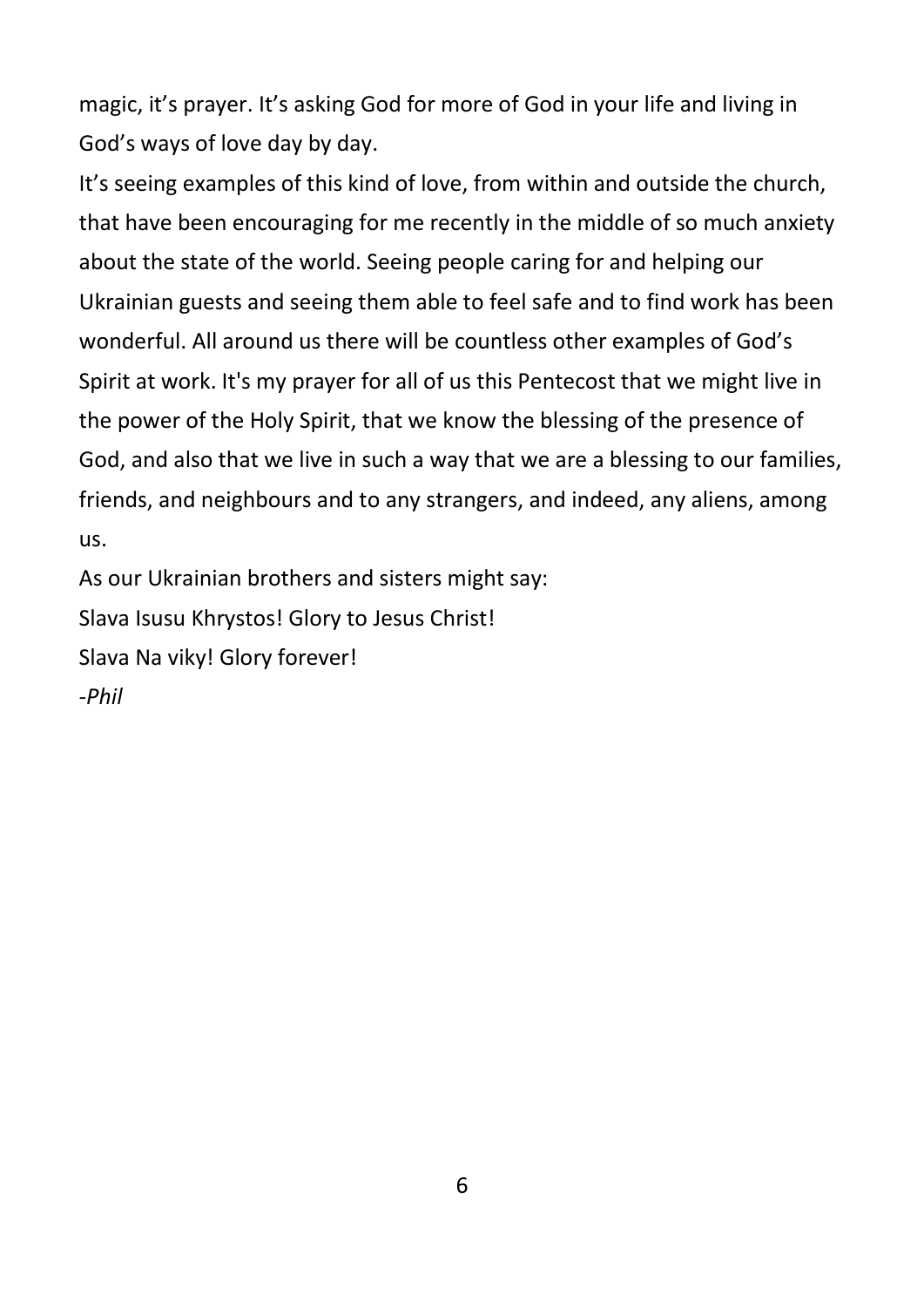magic, it's prayer. It's asking God for more of God in your life and living in God's ways of love day by day.

It's seeing examples of this kind of love, from within and outside the church, that have been encouraging for me recently in the middle of so much anxiety about the state of the world. Seeing people caring for and helping our Ukrainian guests and seeing them able to feel safe and to find work has been wonderful. All around us there will be countless other examples of God's Spirit at work. It's my prayer for all of us this Pentecost that we might live in the power of the Holy Spirit, that we know the blessing of the presence of God, and also that we live in such a way that we are a blessing to our families, friends, and neighbours and to any strangers, and indeed, any aliens, among us.

As our Ukrainian brothers and sisters might say:

Slava Isusu Khrystos! Glory to Jesus Christ!

Slava Na viky! Glory forever!

*-Phil*